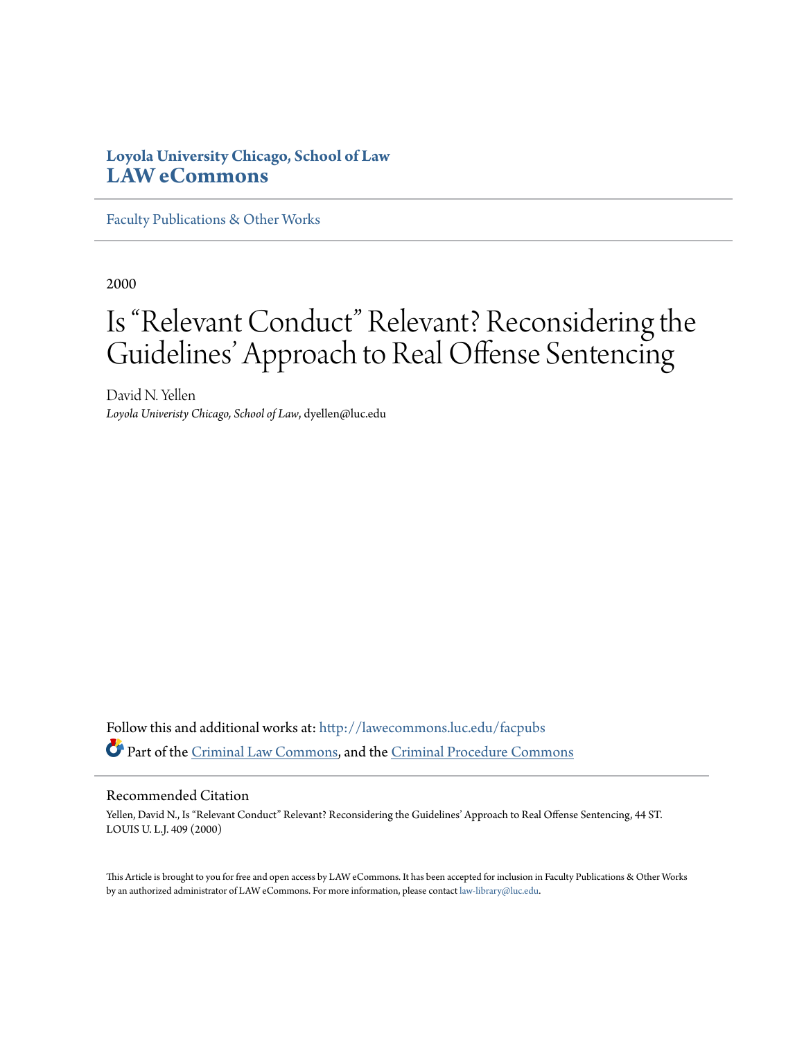**Loyola University Chicago, School of Law**
**LAW eCommons**

Faculty Publications & Other Works

2000

# Is "Relevant Conduct" Relevant? Reconsidering the Guidelines' Approach to Real Offense Sentencing

David N. Yellen
*Loyola Univeristy Chicago, School of Law*, dyellen@luc.edu

Follow this and additional works at: http://lawecommons.luc.edu/facpubs

Part of the Criminal Law Commons, and the Criminal Procedure Commons

## Recommended Citation

Yellen, David N., Is "Relevant Conduct" Relevant? Reconsidering the Guidelines' Approach to Real Offense Sentencing, 44 ST. LOUIS U. L.J. 409 (2000)

This Article is brought to you for free and open access by LAW eCommons. It has been accepted for inclusion in Faculty Publications & Other Works by an authorized administrator of LAW eCommons. For more information, please contact law-library@luc.edu.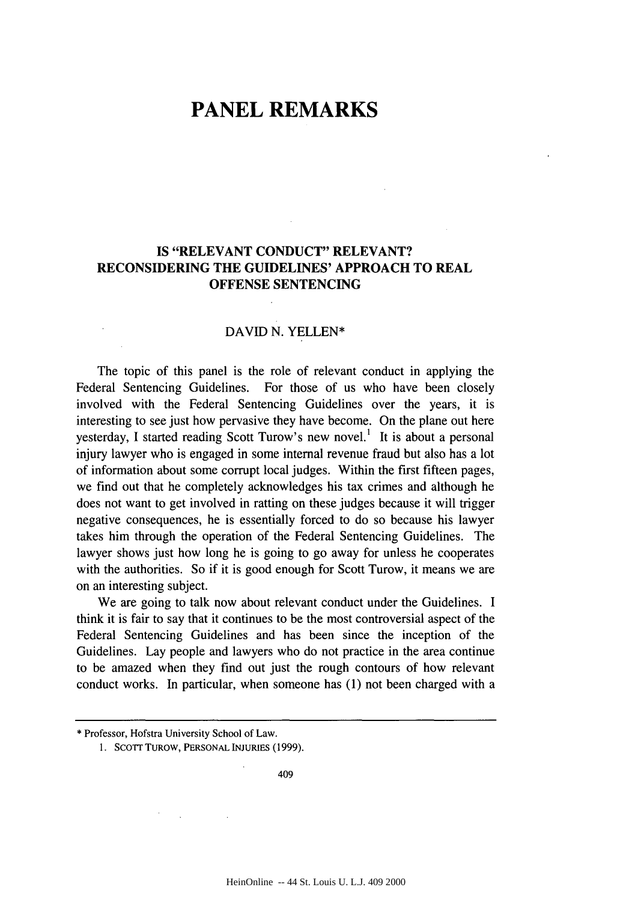# PANEL REMARKS

## IS "RELEVANT CONDUCT" RELEVANT? RECONSIDERING THE GUIDELINES' APPROACH TO REAL OFFENSE SENTENCING

DAVID N. YELLEN*

The topic of this panel is the role of relevant conduct in applying the Federal Sentencing Guidelines. For those of us who have been closely involved with the Federal Sentencing Guidelines over the years, it is interesting to see just how pervasive they have become. On the plane out here yesterday, I started reading Scott Turow's new novel.[1] It is about a personal injury lawyer who is engaged in some internal revenue fraud but also has a lot of information about some corrupt local judges. Within the first fifteen pages, we find out that he completely acknowledges his tax crimes and although he does not want to get involved in ratting on these judges because it will trigger negative consequences, he is essentially forced to do so because his lawyer takes him through the operation of the Federal Sentencing Guidelines. The lawyer shows just how long he is going to go away for unless he cooperates with the authorities. So if it is good enough for Scott Turow, it means we are on an interesting subject.

We are going to talk now about relevant conduct under the Guidelines. I think it is fair to say that it continues to be the most controversial aspect of the Federal Sentencing Guidelines and has been since the inception of the Guidelines. Lay people and lawyers who do not practice in the area continue to be amazed when they find out just the rough contours of how relevant conduct works. In particular, when someone has (1) not been charged with a

---

\* Professor, Hofstra University School of Law.

1. SCOTT TUROW, PERSONAL INJURIES (1999).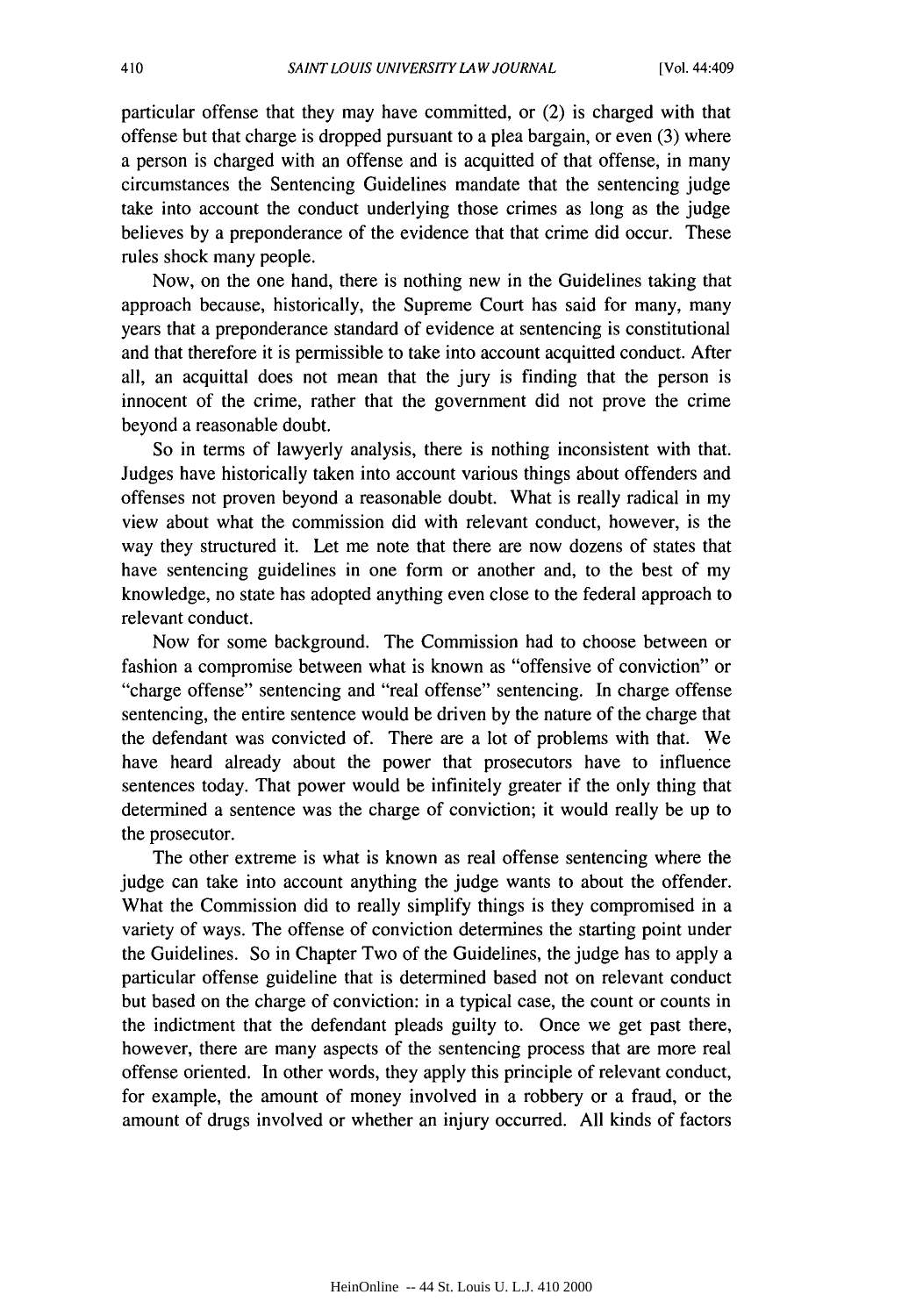particular offense that they may have committed, or (2) is charged with that offense but that charge is dropped pursuant to a plea bargain, or even (3) where a person is charged with an offense and is acquitted of that offense, in many circumstances the Sentencing Guidelines mandate that the sentencing judge take into account the conduct underlying those crimes as long as the judge believes by a preponderance of the evidence that that crime did occur. These rules shock many people.

Now, on the one hand, there is nothing new in the Guidelines taking that approach because, historically, the Supreme Court has said for many, many years that a preponderance standard of evidence at sentencing is constitutional and that therefore it is permissible to take into account acquitted conduct. After all, an acquittal does not mean that the jury is finding that the person is innocent of the crime, rather that the government did not prove the crime beyond a reasonable doubt.

So in terms of lawyerly analysis, there is nothing inconsistent with that. Judges have historically taken into account various things about offenders and offenses not proven beyond a reasonable doubt. What is really radical in my view about what the commission did with relevant conduct, however, is the way they structured it. Let me note that there are now dozens of states that have sentencing guidelines in one form or another and, to the best of my knowledge, no state has adopted anything even close to the federal approach to relevant conduct.

Now for some background. The Commission had to choose between or fashion a compromise between what is known as "offensive of conviction" or "charge offense" sentencing and "real offense" sentencing. In charge offense sentencing, the entire sentence would be driven by the nature of the charge that the defendant was convicted of. There are a lot of problems with that. We have heard already about the power that prosecutors have to influence sentences today. That power would be infinitely greater if the only thing that determined a sentence was the charge of conviction; it would really be up to the prosecutor.

The other extreme is what is known as real offense sentencing where the judge can take into account anything the judge wants to about the offender. What the Commission did to really simplify things is they compromised in a variety of ways. The offense of conviction determines the starting point under the Guidelines. So in Chapter Two of the Guidelines, the judge has to apply a particular offense guideline that is determined based not on relevant conduct but based on the charge of conviction: in a typical case, the count or counts in the indictment that the defendant pleads guilty to. Once we get past there, however, there are many aspects of the sentencing process that are more real offense oriented. In other words, they apply this principle of relevant conduct, for example, the amount of money involved in a robbery or a fraud, or the amount of drugs involved or whether an injury occurred. All kinds of factors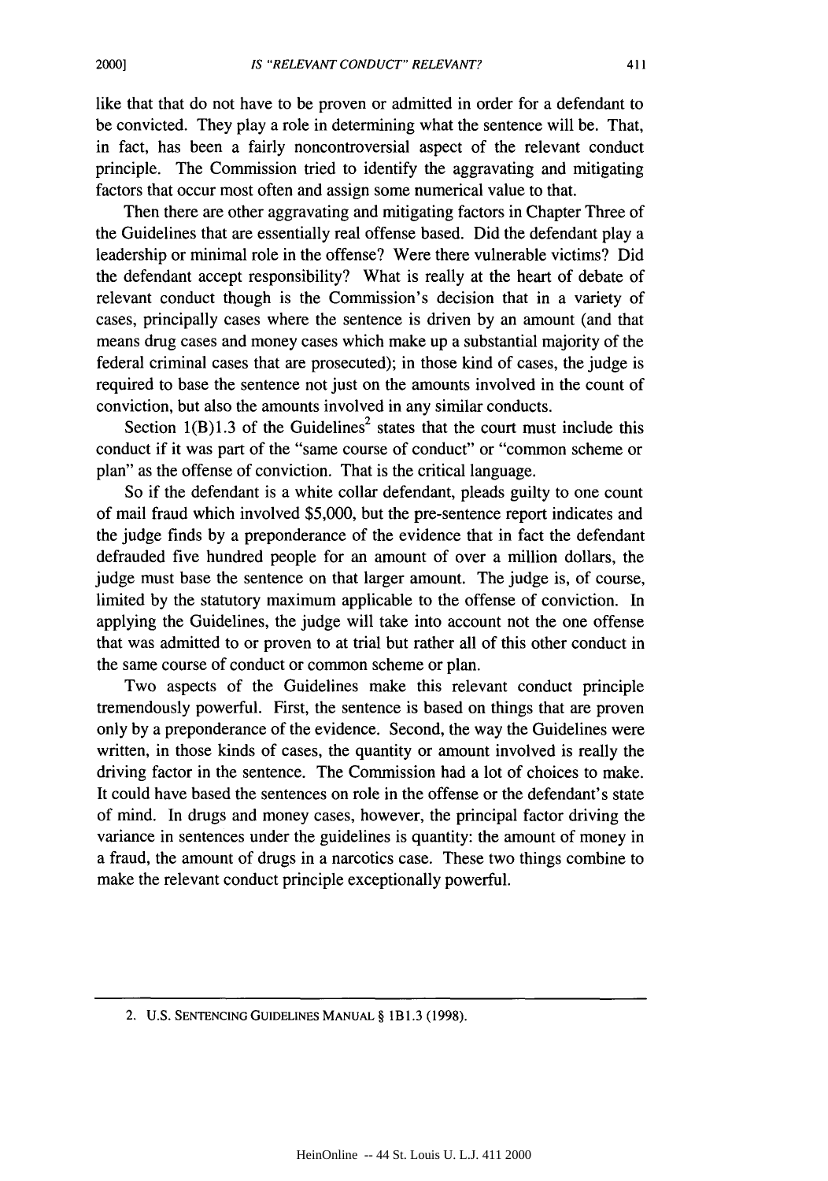like that that do not have to be proven or admitted in order for a defendant to be convicted. They play a role in determining what the sentence will be. That, in fact, has been a fairly noncontroversial aspect of the relevant conduct principle. The Commission tried to identify the aggravating and mitigating factors that occur most often and assign some numerical value to that.

Then there are other aggravating and mitigating factors in Chapter Three of the Guidelines that are essentially real offense based. Did the defendant play a leadership or minimal role in the offense? Were there vulnerable victims? Did the defendant accept responsibility? What is really at the heart of debate of relevant conduct though is the Commission's decision that in a variety of cases, principally cases where the sentence is driven by an amount (and that means drug cases and money cases which make up a substantial majority of the federal criminal cases that are prosecuted); in those kind of cases, the judge is required to base the sentence not just on the amounts involved in the count of conviction, but also the amounts involved in any similar conducts.

Section 1(B)1.3 of the Guidelines[2] states that the court must include this conduct if it was part of the "same course of conduct" or "common scheme or plan" as the offense of conviction. That is the critical language.

So if the defendant is a white collar defendant, pleads guilty to one count of mail fraud which involved $5,000, but the pre-sentence report indicates and the judge finds by a preponderance of the evidence that in fact the defendant defrauded five hundred people for an amount of over a million dollars, the judge must base the sentence on that larger amount. The judge is, of course, limited by the statutory maximum applicable to the offense of conviction. In applying the Guidelines, the judge will take into account not the one offense that was admitted to or proven to at trial but rather all of this other conduct in the same course of conduct or common scheme or plan.

Two aspects of the Guidelines make this relevant conduct principle tremendously powerful. First, the sentence is based on things that are proven only by a preponderance of the evidence. Second, the way the Guidelines were written, in those kinds of cases, the quantity or amount involved is really the driving factor in the sentence. The Commission had a lot of choices to make. It could have based the sentences on role in the offense or the defendant's state of mind. In drugs and money cases, however, the principal factor driving the variance in sentences under the guidelines is quantity: the amount of money in a fraud, the amount of drugs in a narcotics case. These two things combine to make the relevant conduct principle exceptionally powerful.

---

2. U.S. SENTENCING GUIDELINES MANUAL § 1B1.3 (1998).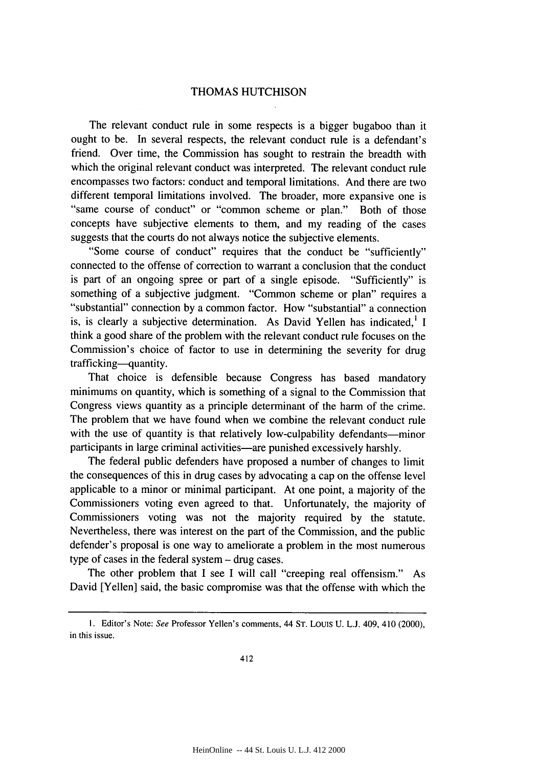## THOMAS HUTCHISON

The relevant conduct rule in some respects is a bigger bugaboo than it ought to be. In several respects, the relevant conduct rule is a defendant's friend. Over time, the Commission has sought to restrain the breadth with which the original relevant conduct was interpreted. The relevant conduct rule encompasses two factors: conduct and temporal limitations. And there are two different temporal limitations involved. The broader, more expansive one is "same course of conduct" or "common scheme or plan." Both of those concepts have subjective elements to them, and my reading of the cases suggests that the courts do not always notice the subjective elements.

"Some course of conduct" requires that the conduct be "sufficiently" connected to the offense of correction to warrant a conclusion that the conduct is part of an ongoing spree or part of a single episode. "Sufficiently" is something of a subjective judgment. "Common scheme or plan" requires a "substantial" connection by a common factor. How "substantial" a connection is, is clearly a subjective determination. As David Yellen has indicated,[1] I think a good share of the problem with the relevant conduct rule focuses on the Commission's choice of factor to use in determining the severity for drug trafficking—quantity.

That choice is defensible because Congress has based mandatory minimums on quantity, which is something of a signal to the Commission that Congress views quantity as a principle determinant of the harm of the crime. The problem that we have found when we combine the relevant conduct rule with the use of quantity is that relatively low-culpability defendants—minor participants in large criminal activities—are punished excessively harshly.

The federal public defenders have proposed a number of changes to limit the consequences of this in drug cases by advocating a cap on the offense level applicable to a minor or minimal participant. At one point, a majority of the Commissioners voting even agreed to that. Unfortunately, the majority of Commissioners voting was not the majority required by the statute. Nevertheless, there was interest on the part of the Commission, and the public defender's proposal is one way to ameliorate a problem in the most numerous type of cases in the federal system – drug cases.

The other problem that I see I will call "creeping real offensism." As David [Yellen] said, the basic compromise was that the offense with which the

---

1. Editor's Note: *See* Professor Yellen's comments, 44 ST. LOUIS U. L.J. 409, 410 (2000), in this issue.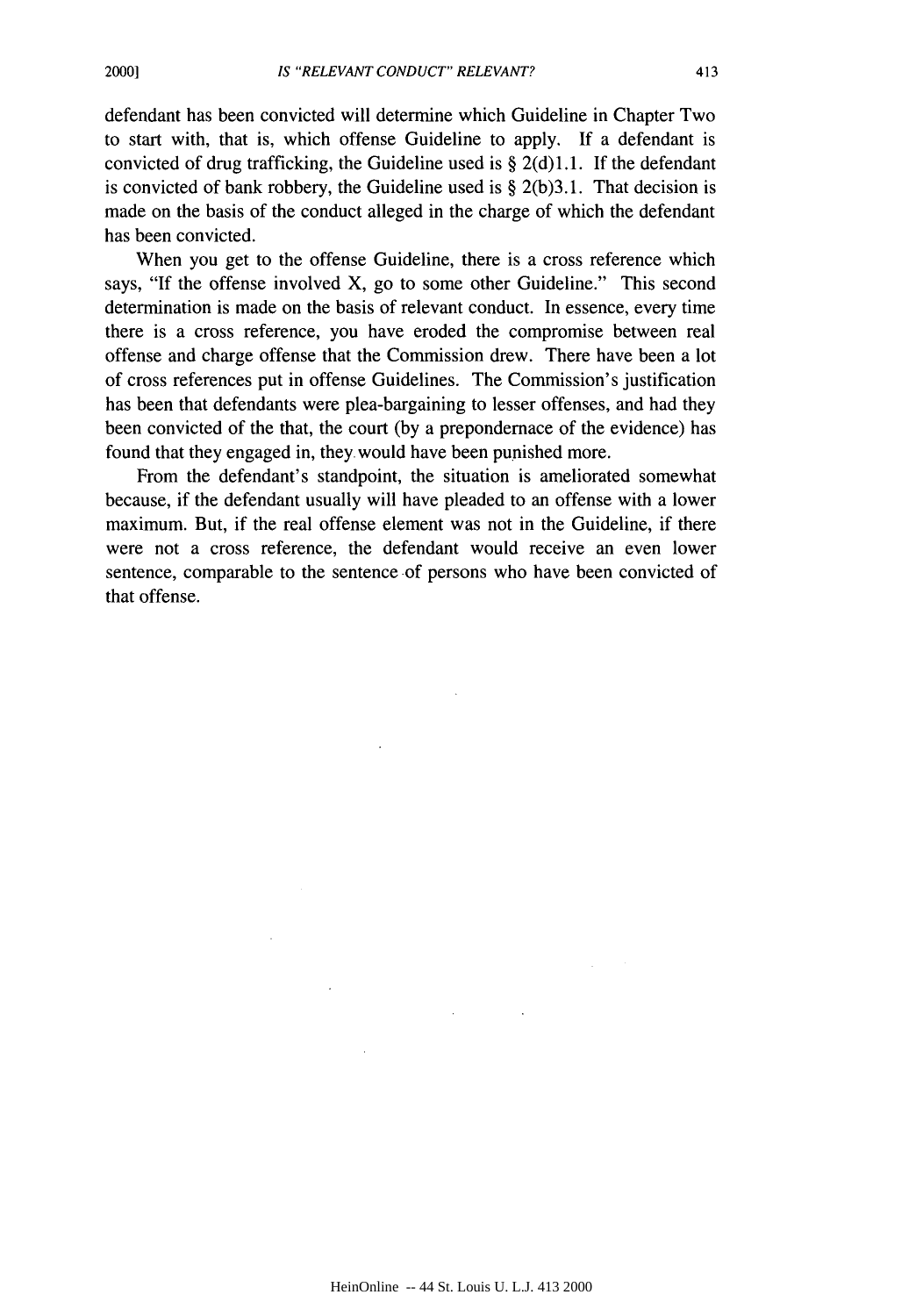defendant has been convicted will determine which Guideline in Chapter Two to start with, that is, which offense Guideline to apply. If a defendant is convicted of drug trafficking, the Guideline used is § 2(d)1.1. If the defendant is convicted of bank robbery, the Guideline used is § 2(b)3.1. That decision is made on the basis of the conduct alleged in the charge of which the defendant has been convicted.

When you get to the offense Guideline, there is a cross reference which says, "If the offense involved X, go to some other Guideline." This second determination is made on the basis of relevant conduct. In essence, every time there is a cross reference, you have eroded the compromise between real offense and charge offense that the Commission drew. There have been a lot of cross references put in offense Guidelines. The Commission's justification has been that defendants were plea-bargaining to lesser offenses, and had they been convicted of the that, the court (by a prepondernace of the evidence) has found that they engaged in, they would have been punished more.

From the defendant's standpoint, the situation is ameliorated somewhat because, if the defendant usually will have pleaded to an offense with a lower maximum. But, if the real offense element was not in the Guideline, if there were not a cross reference, the defendant would receive an even lower sentence, comparable to the sentence of persons who have been convicted of that offense.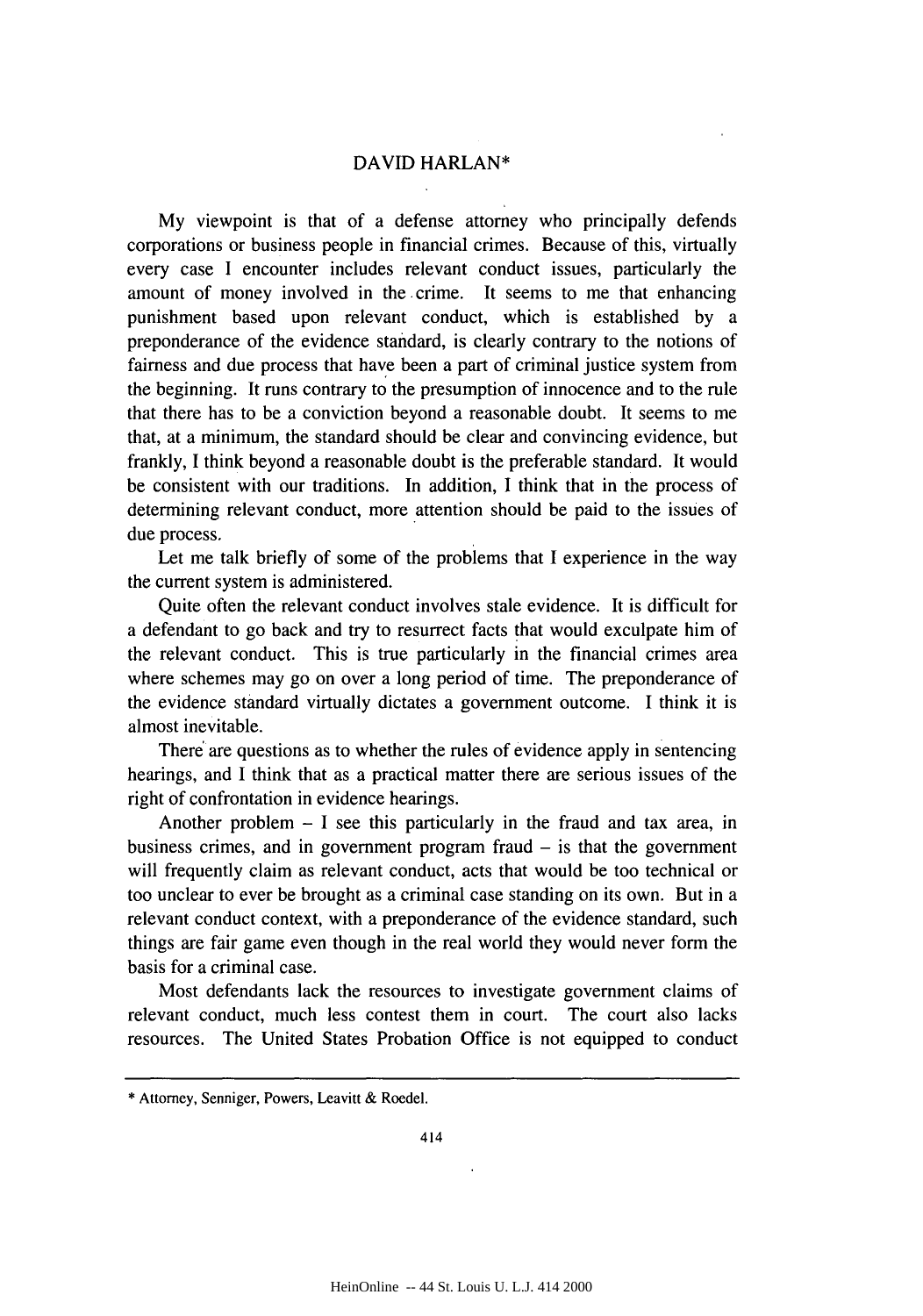## DAVID HARLAN*

My viewpoint is that of a defense attorney who principally defends corporations or business people in financial crimes. Because of this, virtually every case I encounter includes relevant conduct issues, particularly the amount of money involved in the crime. It seems to me that enhancing punishment based upon relevant conduct, which is established by a preponderance of the evidence standard, is clearly contrary to the notions of fairness and due process that have been a part of criminal justice system from the beginning. It runs contrary to the presumption of innocence and to the rule that there has to be a conviction beyond a reasonable doubt. It seems to me that, at a minimum, the standard should be clear and convincing evidence, but frankly, I think beyond a reasonable doubt is the preferable standard. It would be consistent with our traditions. In addition, I think that in the process of determining relevant conduct, more attention should be paid to the issues of due process.

Let me talk briefly of some of the problems that I experience in the way the current system is administered.

Quite often the relevant conduct involves stale evidence. It is difficult for a defendant to go back and try to resurrect facts that would exculpate him of the relevant conduct. This is true particularly in the financial crimes area where schemes may go on over a long period of time. The preponderance of the evidence standard virtually dictates a government outcome. I think it is almost inevitable.

There are questions as to whether the rules of evidence apply in sentencing hearings, and I think that as a practical matter there are serious issues of the right of confrontation in evidence hearings.

Another problem – I see this particularly in the fraud and tax area, in business crimes, and in government program fraud – is that the government will frequently claim as relevant conduct, acts that would be too technical or too unclear to ever be brought as a criminal case standing on its own. But in a relevant conduct context, with a preponderance of the evidence standard, such things are fair game even though in the real world they would never form the basis for a criminal case.

Most defendants lack the resources to investigate government claims of relevant conduct, much less contest them in court. The court also lacks resources. The United States Probation Office is not equipped to conduct

---

\* Attorney, Senniger, Powers, Leavitt & Roedel.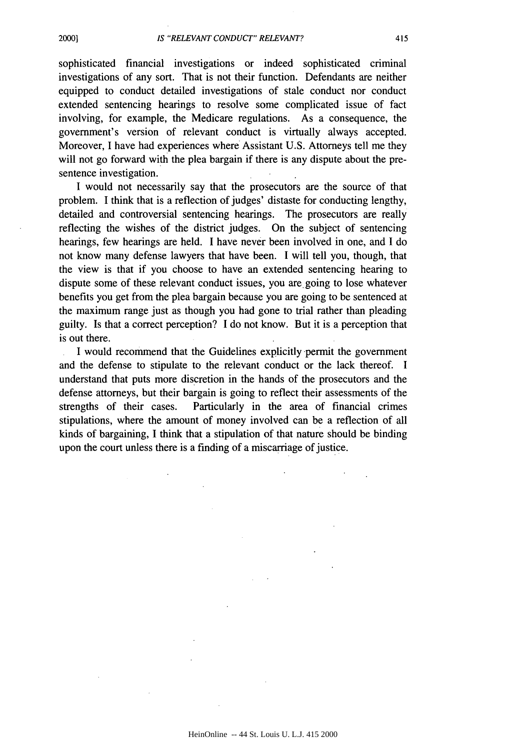sophisticated financial investigations or indeed sophisticated criminal investigations of any sort. That is not their function. Defendants are neither equipped to conduct detailed investigations of stale conduct nor conduct extended sentencing hearings to resolve some complicated issue of fact involving, for example, the Medicare regulations. As a consequence, the government's version of relevant conduct is virtually always accepted. Moreover, I have had experiences where Assistant U.S. Attorneys tell me they will not go forward with the plea bargain if there is any dispute about the pre-sentence investigation.

I would not necessarily say that the prosecutors are the source of that problem. I think that is a reflection of judges' distaste for conducting lengthy, detailed and controversial sentencing hearings. The prosecutors are really reflecting the wishes of the district judges. On the subject of sentencing hearings, few hearings are held. I have never been involved in one, and I do not know many defense lawyers that have been. I will tell you, though, that the view is that if you choose to have an extended sentencing hearing to dispute some of these relevant conduct issues, you are going to lose whatever benefits you get from the plea bargain because you are going to be sentenced at the maximum range just as though you had gone to trial rather than pleading guilty. Is that a correct perception? I do not know. But it is a perception that is out there.

I would recommend that the Guidelines explicitly permit the government and the defense to stipulate to the relevant conduct or the lack thereof. I understand that puts more discretion in the hands of the prosecutors and the defense attorneys, but their bargain is going to reflect their assessments of the strengths of their cases. Particularly in the area of financial crimes stipulations, where the amount of money involved can be a reflection of all kinds of bargaining, I think that a stipulation of that nature should be binding upon the court unless there is a finding of a miscarriage of justice.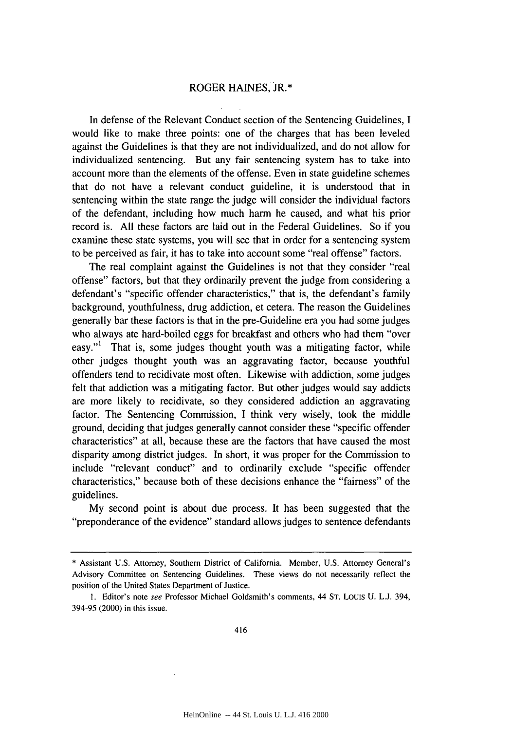## ROGER HAINES, JR.*

In defense of the Relevant Conduct section of the Sentencing Guidelines, I would like to make three points: one of the charges that has been leveled against the Guidelines is that they are not individualized, and do not allow for individualized sentencing. But any fair sentencing system has to take into account more than the elements of the offense. Even in state guideline schemes that do not have a relevant conduct guideline, it is understood that in sentencing within the state range the judge will consider the individual factors of the defendant, including how much harm he caused, and what his prior record is. All these factors are laid out in the Federal Guidelines. So if you examine these state systems, you will see that in order for a sentencing system to be perceived as fair, it has to take into account some "real offense" factors.

The real complaint against the Guidelines is not that they consider "real offense" factors, but that they ordinarily prevent the judge from considering a defendant's "specific offender characteristics," that is, the defendant's family background, youthfulness, drug addiction, et cetera. The reason the Guidelines generally bar these factors is that in the pre-Guideline era you had some judges who always ate hard-boiled eggs for breakfast and others who had them "over easy."[1] That is, some judges thought youth was a mitigating factor, while other judges thought youth was an aggravating factor, because youthful offenders tend to recidivate most often. Likewise with addiction, some judges felt that addiction was a mitigating factor. But other judges would say addicts are more likely to recidivate, so they considered addiction an aggravating factor. The Sentencing Commission, I think very wisely, took the middle ground, deciding that judges generally cannot consider these "specific offender characteristics" at all, because these are the factors that have caused the most disparity among district judges. In short, it was proper for the Commission to include "relevant conduct" and to ordinarily exclude "specific offender characteristics," because both of these decisions enhance the "fairness" of the guidelines.

My second point is about due process. It has been suggested that the "preponderance of the evidence" standard allows judges to sentence defendants

---

\* Assistant U.S. Attorney, Southern District of California. Member, U.S. Attorney General's Advisory Committee on Sentencing Guidelines. These views do not necessarily reflect the position of the United States Department of Justice.

1. Editor's note *see* Professor Michael Goldsmith's comments, 44 ST. LOUIS U. L.J. 394, 394-95 (2000) in this issue.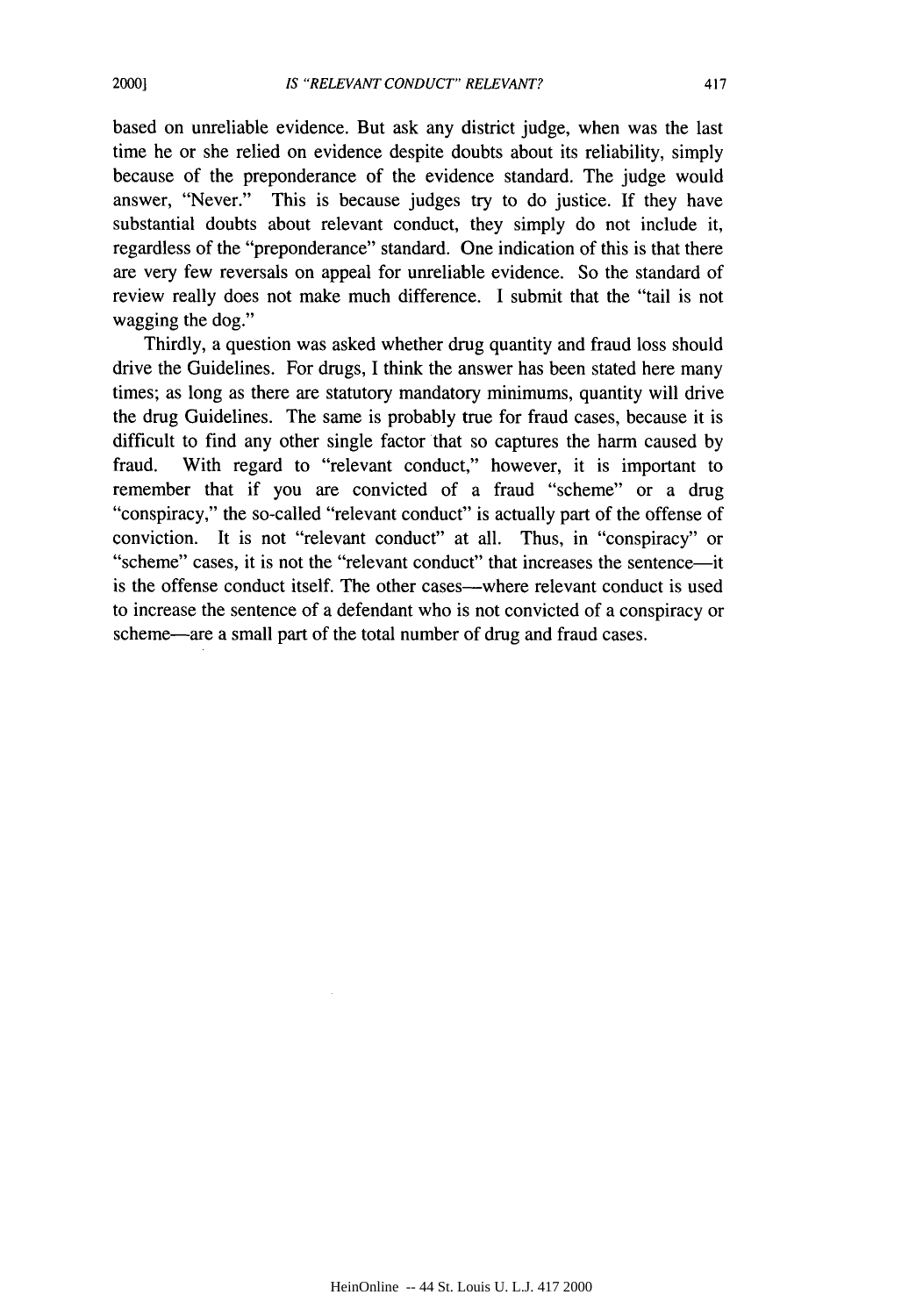based on unreliable evidence. But ask any district judge, when was the last time he or she relied on evidence despite doubts about its reliability, simply because of the preponderance of the evidence standard. The judge would answer, "Never." This is because judges try to do justice. If they have substantial doubts about relevant conduct, they simply do not include it, regardless of the "preponderance" standard. One indication of this is that there are very few reversals on appeal for unreliable evidence. So the standard of review really does not make much difference. I submit that the "tail is not wagging the dog."

Thirdly, a question was asked whether drug quantity and fraud loss should drive the Guidelines. For drugs, I think the answer has been stated here many times; as long as there are statutory mandatory minimums, quantity will drive the drug Guidelines. The same is probably true for fraud cases, because it is difficult to find any other single factor that so captures the harm caused by fraud. With regard to "relevant conduct," however, it is important to remember that if you are convicted of a fraud "scheme" or a drug "conspiracy," the so-called "relevant conduct" is actually part of the offense of conviction. It is not "relevant conduct" at all. Thus, in "conspiracy" or "scheme" cases, it is not the "relevant conduct" that increases the sentence—it is the offense conduct itself. The other cases—where relevant conduct is used to increase the sentence of a defendant who is not convicted of a conspiracy or scheme—are a small part of the total number of drug and fraud cases.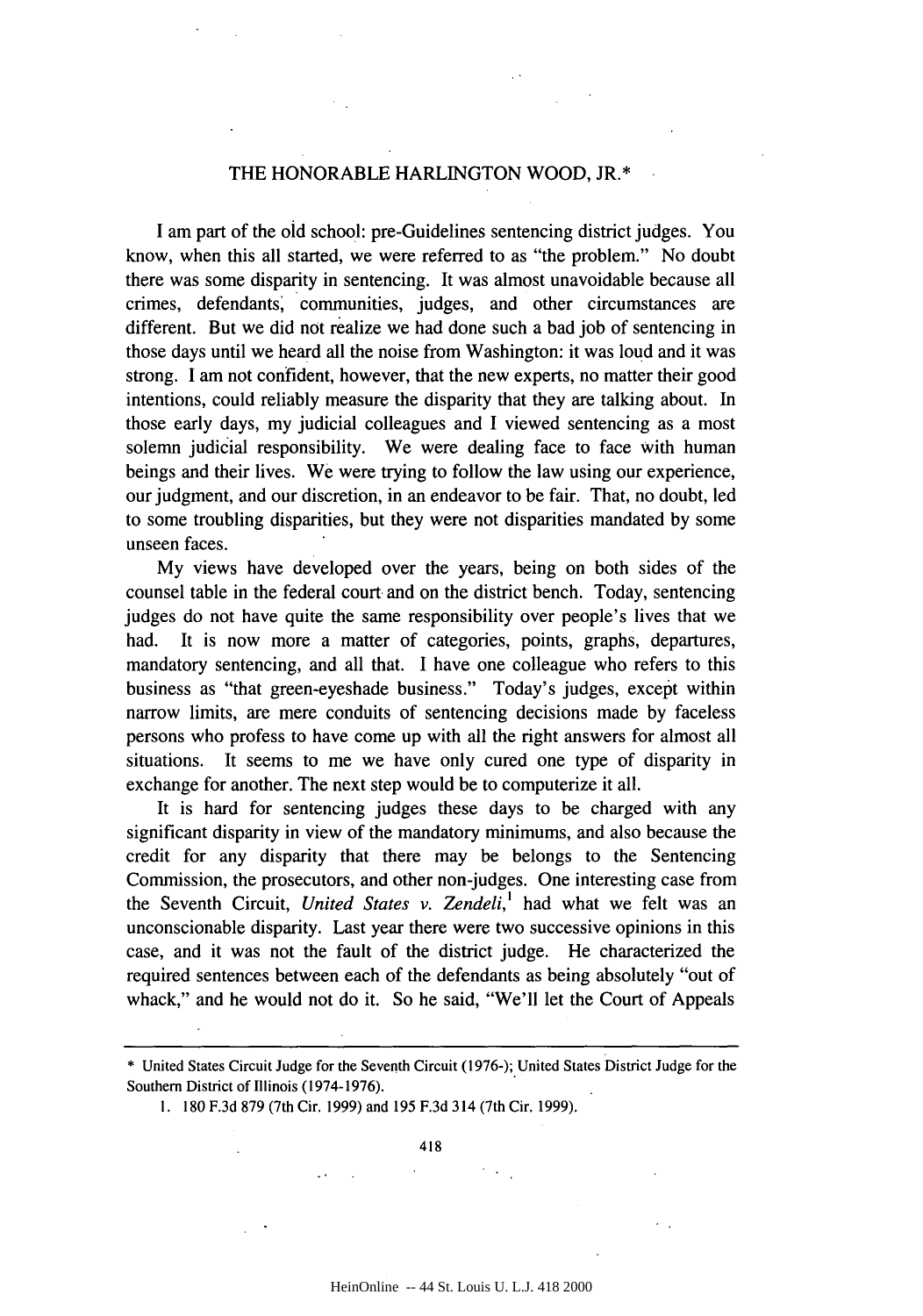## THE HONORABLE HARLINGTON WOOD, JR.*

I am part of the old school: pre-Guidelines sentencing district judges. You know, when this all started, we were referred to as "the problem." No doubt there was some disparity in sentencing. It was almost unavoidable because all crimes, defendants, communities, judges, and other circumstances are different. But we did not realize we had done such a bad job of sentencing in those days until we heard all the noise from Washington: it was loud and it was strong. I am not confident, however, that the new experts, no matter their good intentions, could reliably measure the disparity that they are talking about. In those early days, my judicial colleagues and I viewed sentencing as a most solemn judicial responsibility. We were dealing face to face with human beings and their lives. We were trying to follow the law using our experience, our judgment, and our discretion, in an endeavor to be fair. That, no doubt, led to some troubling disparities, but they were not disparities mandated by some unseen faces.

My views have developed over the years, being on both sides of the counsel table in the federal court and on the district bench. Today, sentencing judges do not have quite the same responsibility over people's lives that we had. It is now more a matter of categories, points, graphs, departures, mandatory sentencing, and all that. I have one colleague who refers to this business as "that green-eyeshade business." Today's judges, except within narrow limits, are mere conduits of sentencing decisions made by faceless persons who profess to have come up with all the right answers for almost all situations. It seems to me we have only cured one type of disparity in exchange for another. The next step would be to computerize it all.

It is hard for sentencing judges these days to be charged with any significant disparity in view of the mandatory minimums, and also because the credit for any disparity that there may be belongs to the Sentencing Commission, the prosecutors, and other non-judges. One interesting case from the Seventh Circuit, *United States v. Zendeli*,[1] had what we felt was an unconscionable disparity. Last year there were two successive opinions in this case, and it was not the fault of the district judge. He characterized the required sentences between each of the defendants as being absolutely "out of whack," and he would not do it. So he said, "We'll let the Court of Appeals

---

\* United States Circuit Judge for the Seventh Circuit (1976-); United States District Judge for the Southern District of Illinois (1974-1976).

1. 180 F.3d 879 (7th Cir. 1999) and 195 F.3d 314 (7th Cir. 1999).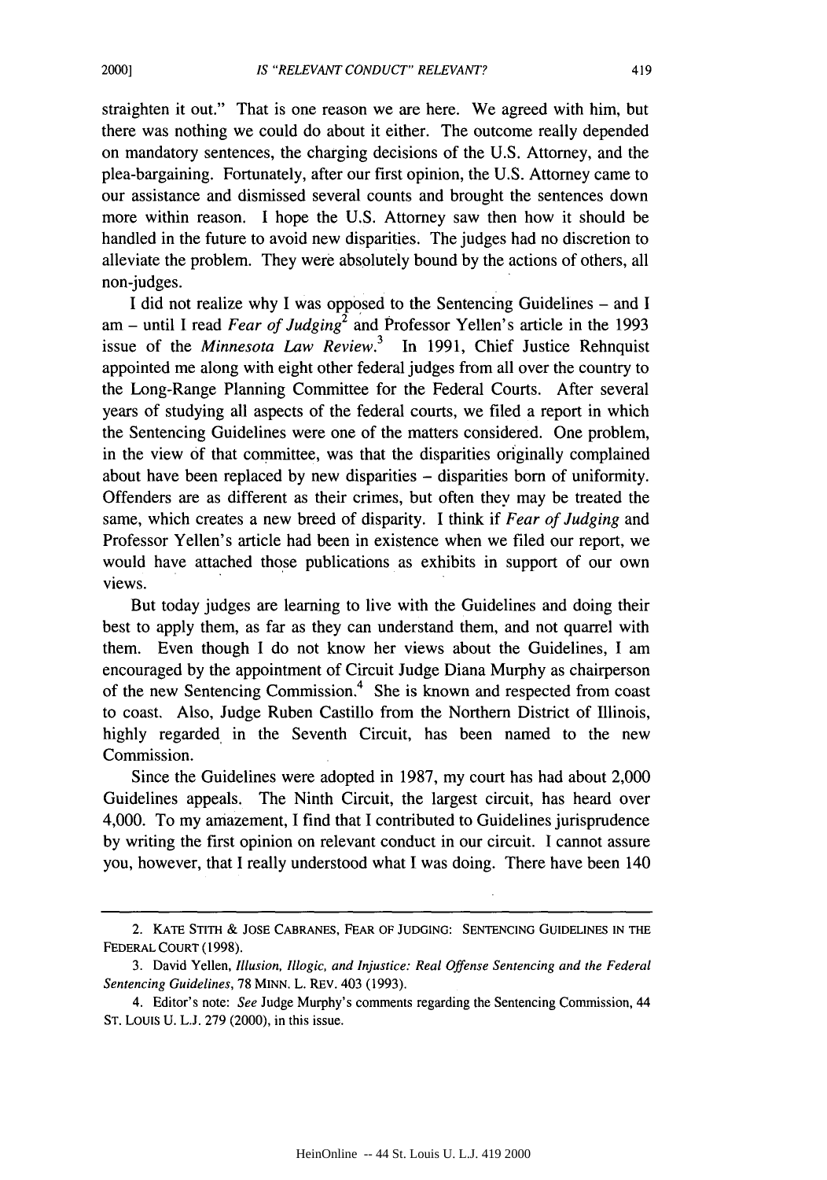straighten it out." That is one reason we are here. We agreed with him, but there was nothing we could do about it either. The outcome really depended on mandatory sentences, the charging decisions of the U.S. Attorney, and the plea-bargaining. Fortunately, after our first opinion, the U.S. Attorney came to our assistance and dismissed several counts and brought the sentences down more within reason. I hope the U.S. Attorney saw then how it should be handled in the future to avoid new disparities. The judges had no discretion to alleviate the problem. They were absolutely bound by the actions of others, all non-judges.

I did not realize why I was opposed to the Sentencing Guidelines – and I am – until I read *Fear of Judging*[2] and Professor Yellen's article in the 1993 issue of the *Minnesota Law Review*.[3] In 1991, Chief Justice Rehnquist appointed me along with eight other federal judges from all over the country to the Long-Range Planning Committee for the Federal Courts. After several years of studying all aspects of the federal courts, we filed a report in which the Sentencing Guidelines were one of the matters considered. One problem, in the view of that committee, was that the disparities originally complained about have been replaced by new disparities – disparities born of uniformity. Offenders are as different as their crimes, but often they may be treated the same, which creates a new breed of disparity. I think if *Fear of Judging* and Professor Yellen's article had been in existence when we filed our report, we would have attached those publications as exhibits in support of our own views.

But today judges are learning to live with the Guidelines and doing their best to apply them, as far as they can understand them, and not quarrel with them. Even though I do not know her views about the Guidelines, I am encouraged by the appointment of Circuit Judge Diana Murphy as chairperson of the new Sentencing Commission.[4] She is known and respected from coast to coast. Also, Judge Ruben Castillo from the Northern District of Illinois, highly regarded in the Seventh Circuit, has been named to the new Commission.

Since the Guidelines were adopted in 1987, my court has had about 2,000 Guidelines appeals. The Ninth Circuit, the largest circuit, has heard over 4,000. To my amazement, I find that I contributed to Guidelines jurisprudence by writing the first opinion on relevant conduct in our circuit. I cannot assure you, however, that I really understood what I was doing. There have been 140

---

2. KATE STITH & JOSE CABRANES, FEAR OF JUDGING: SENTENCING GUIDELINES IN THE FEDERAL COURT (1998).

3. David Yellen, *Illusion, Illogic, and Injustice: Real Offense Sentencing and the Federal Sentencing Guidelines*, 78 MINN. L. REV. 403 (1993).

4. Editor's note: *See* Judge Murphy's comments regarding the Sentencing Commission, 44 ST. LOUIS U. L.J. 279 (2000), in this issue.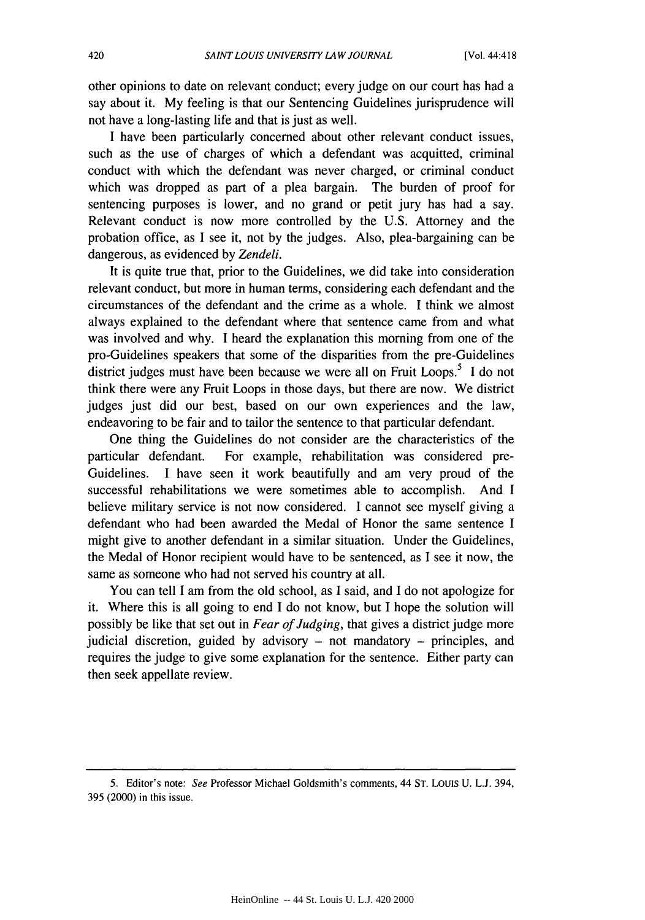other opinions to date on relevant conduct; every judge on our court has had a say about it. My feeling is that our Sentencing Guidelines jurisprudence will not have a long-lasting life and that is just as well.

I have been particularly concerned about other relevant conduct issues, such as the use of charges of which a defendant was acquitted, criminal conduct with which the defendant was never charged, or criminal conduct which was dropped as part of a plea bargain. The burden of proof for sentencing purposes is lower, and no grand or petit jury has had a say. Relevant conduct is now more controlled by the U.S. Attorney and the probation office, as I see it, not by the judges. Also, plea-bargaining can be dangerous, as evidenced by *Zendeli*.

It is quite true that, prior to the Guidelines, we did take into consideration relevant conduct, but more in human terms, considering each defendant and the circumstances of the defendant and the crime as a whole. I think we almost always explained to the defendant where that sentence came from and what was involved and why. I heard the explanation this morning from one of the pro-Guidelines speakers that some of the disparities from the pre-Guidelines district judges must have been because we were all on Fruit Loops.[5] I do not think there were any Fruit Loops in those days, but there are now. We district judges just did our best, based on our own experiences and the law, endeavoring to be fair and to tailor the sentence to that particular defendant.

One thing the Guidelines do not consider are the characteristics of the particular defendant. For example, rehabilitation was considered pre-Guidelines. I have seen it work beautifully and am very proud of the successful rehabilitations we were sometimes able to accomplish. And I believe military service is not now considered. I cannot see myself giving a defendant who had been awarded the Medal of Honor the same sentence I might give to another defendant in a similar situation. Under the Guidelines, the Medal of Honor recipient would have to be sentenced, as I see it now, the same as someone who had not served his country at all.

You can tell I am from the old school, as I said, and I do not apologize for it. Where this is all going to end I do not know, but I hope the solution will possibly be like that set out in *Fear of Judging*, that gives a district judge more judicial discretion, guided by advisory – not mandatory – principles, and requires the judge to give some explanation for the sentence. Either party can then seek appellate review.

---

5. Editor's note: *See* Professor Michael Goldsmith's comments, 44 ST. LOUIS U. L.J. 394, 395 (2000) in this issue.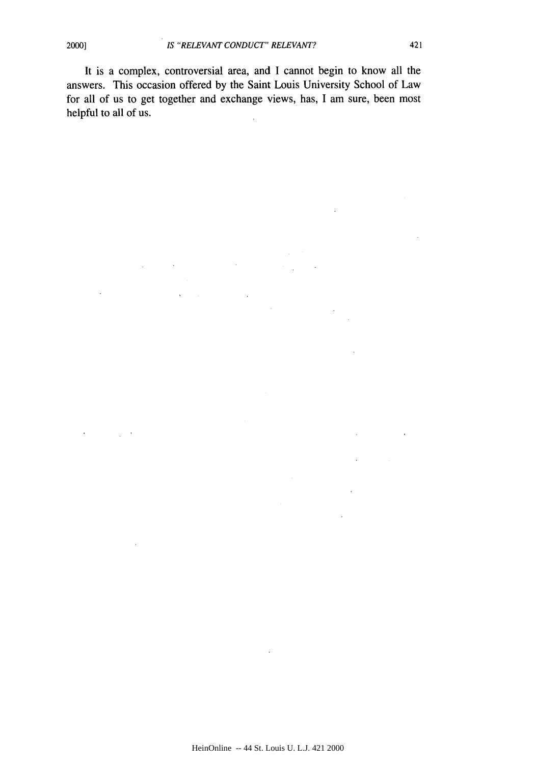It is a complex, controversial area, and I cannot begin to know all the answers. This occasion offered by the Saint Louis University School of Law for all of us to get together and exchange views, has, I am sure, been most helpful to all of us.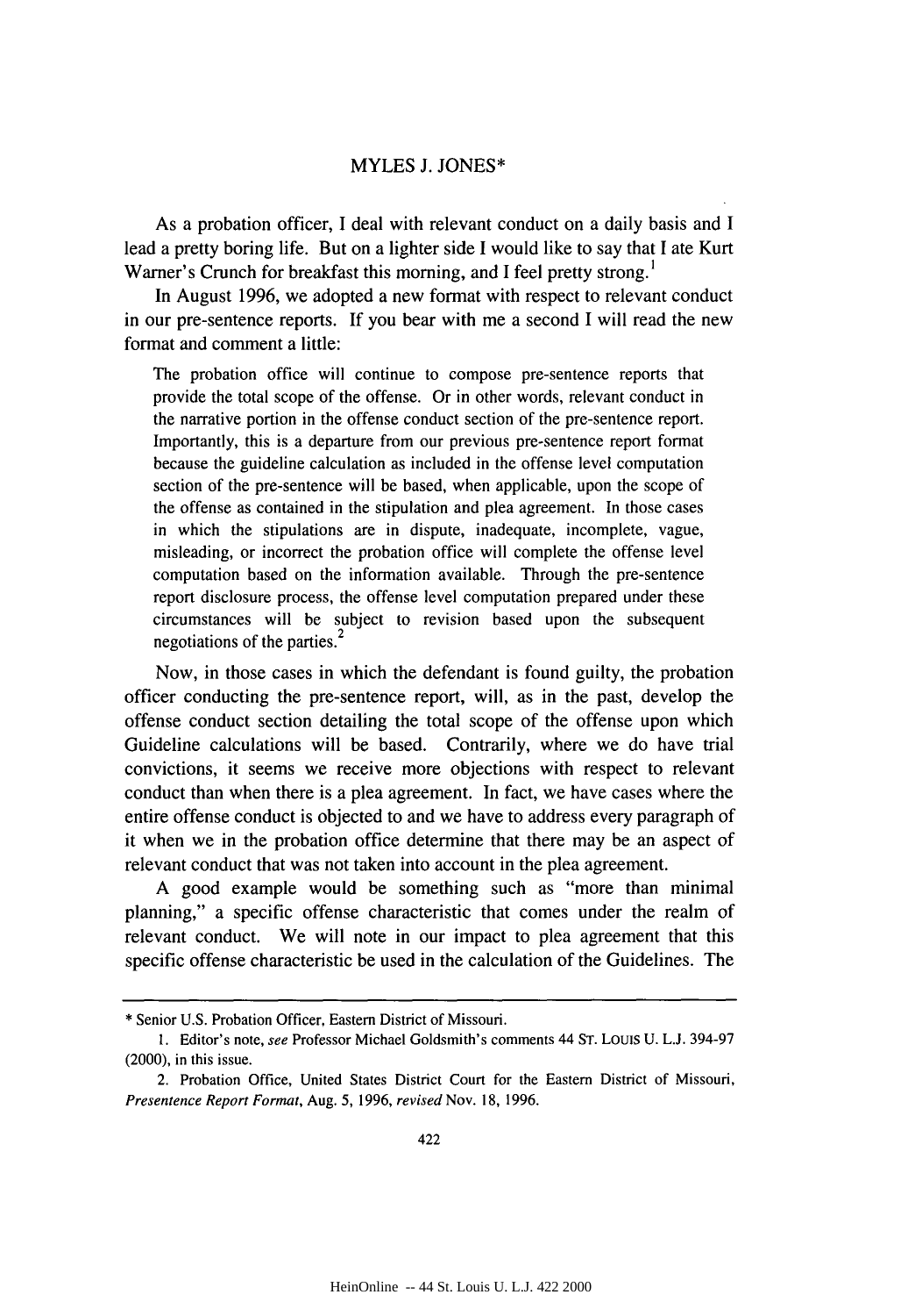## MYLES J. JONES*

As a probation officer, I deal with relevant conduct on a daily basis and I lead a pretty boring life. But on a lighter side I would like to say that I ate Kurt Warner's Crunch for breakfast this morning, and I feel pretty strong.[1]

In August 1996, we adopted a new format with respect to relevant conduct in our pre-sentence reports. If you bear with me a second I will read the new format and comment a little:

> The probation office will continue to compose pre-sentence reports that provide the total scope of the offense. Or in other words, relevant conduct in the narrative portion in the offense conduct section of the pre-sentence report. Importantly, this is a departure from our previous pre-sentence report format because the guideline calculation as included in the offense level computation section of the pre-sentence will be based, when applicable, upon the scope of the offense as contained in the stipulation and plea agreement. In those cases in which the stipulations are in dispute, inadequate, incomplete, vague, misleading, or incorrect the probation office will complete the offense level computation based on the information available. Through the pre-sentence report disclosure process, the offense level computation prepared under these circumstances will be subject to revision based upon the subsequent negotiations of the parties.[2]

Now, in those cases in which the defendant is found guilty, the probation officer conducting the pre-sentence report, will, as in the past, develop the offense conduct section detailing the total scope of the offense upon which Guideline calculations will be based. Contrarily, where we do have trial convictions, it seems we receive more objections with respect to relevant conduct than when there is a plea agreement. In fact, we have cases where the entire offense conduct is objected to and we have to address every paragraph of it when we in the probation office determine that there may be an aspect of relevant conduct that was not taken into account in the plea agreement.

A good example would be something such as "more than minimal planning," a specific offense characteristic that comes under the realm of relevant conduct. We will note in our impact to plea agreement that this specific offense characteristic be used in the calculation of the Guidelines. The

---

\* Senior U.S. Probation Officer, Eastern District of Missouri.

1. Editor's note, *see* Professor Michael Goldsmith's comments 44 ST. LOUIS U. L.J. 394-97 (2000), in this issue.

2. Probation Office, United States District Court for the Eastern District of Missouri, *Presentence Report Format*, Aug. 5, 1996, *revised* Nov. 18, 1996.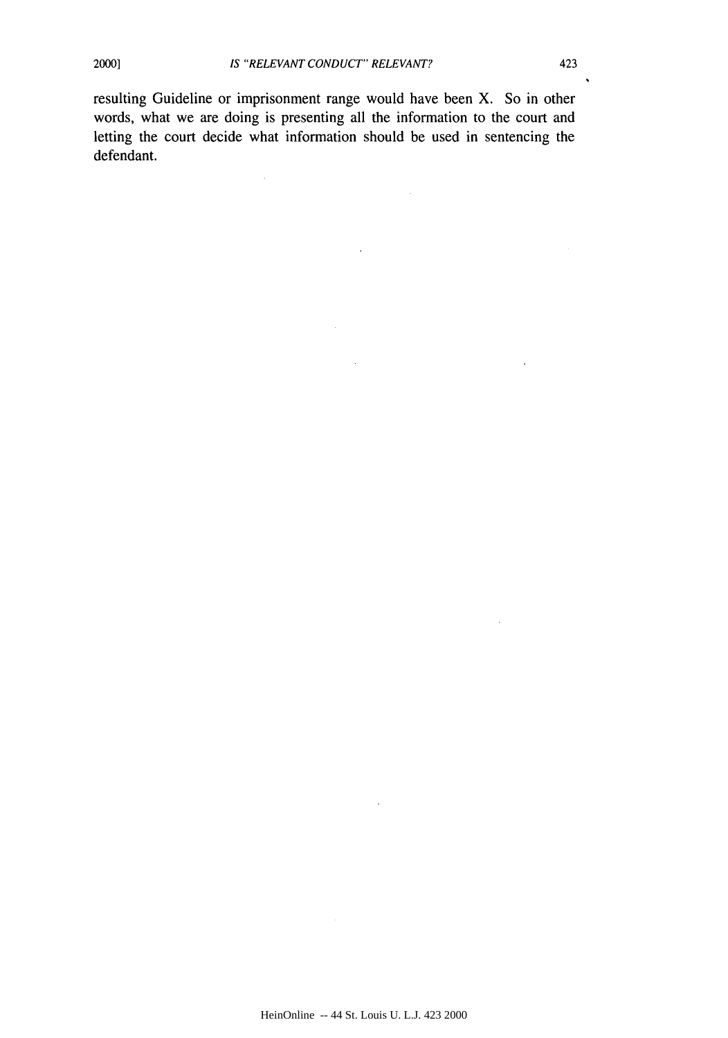resulting Guideline or imprisonment range would have been X. So in other words, what we are doing is presenting all the information to the court and letting the court decide what information should be used in sentencing the defendant.